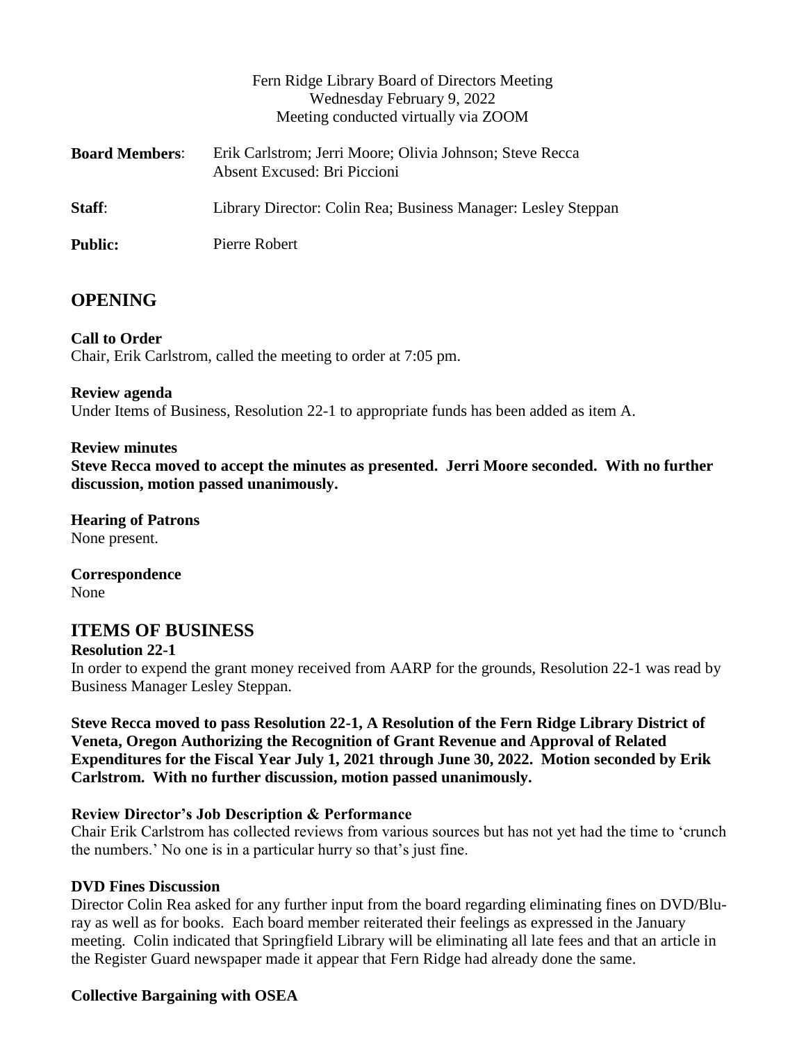Fern Ridge Library Board of Directors Meeting
Wednesday February 9, 2022
Meeting conducted virtually via ZOOM

**Board Members**: Erik Carlstrom; Jerri Moore; Olivia Johnson; Steve Recca
Absent Excused: Bri Piccioni

**Staff**: Library Director: Colin Rea; Business Manager: Lesley Steppan

**Public:** Pierre Robert

# OPENING

**Call to Order**
Chair, Erik Carlstrom, called the meeting to order at 7:05 pm.

**Review agenda**
Under Items of Business, Resolution 22-1 to appropriate funds has been added as item A.

**Review minutes**
**Steve Recca moved to accept the minutes as presented. Jerri Moore seconded. With no further discussion, motion passed unanimously.**

**Hearing of Patrons**
None present.

**Correspondence**
None

# ITEMS OF BUSINESS

**Resolution 22-1**
In order to expend the grant money received from AARP for the grounds, Resolution 22-1 was read by Business Manager Lesley Steppan.

**Steve Recca moved to pass Resolution 22-1, A Resolution of the Fern Ridge Library District of Veneta, Oregon Authorizing the Recognition of Grant Revenue and Approval of Related Expenditures for the Fiscal Year July 1, 2021 through June 30, 2022. Motion seconded by Erik Carlstrom. With no further discussion, motion passed unanimously.**

**Review Director's Job Description & Performance**
Chair Erik Carlstrom has collected reviews from various sources but has not yet had the time to 'crunch the numbers.' No one is in a particular hurry so that's just fine.

**DVD Fines Discussion**
Director Colin Rea asked for any further input from the board regarding eliminating fines on DVD/Blu-ray as well as for books. Each board member reiterated their feelings as expressed in the January meeting. Colin indicated that Springfield Library will be eliminating all late fees and that an article in the Register Guard newspaper made it appear that Fern Ridge had already done the same.

**Collective Bargaining with OSEA**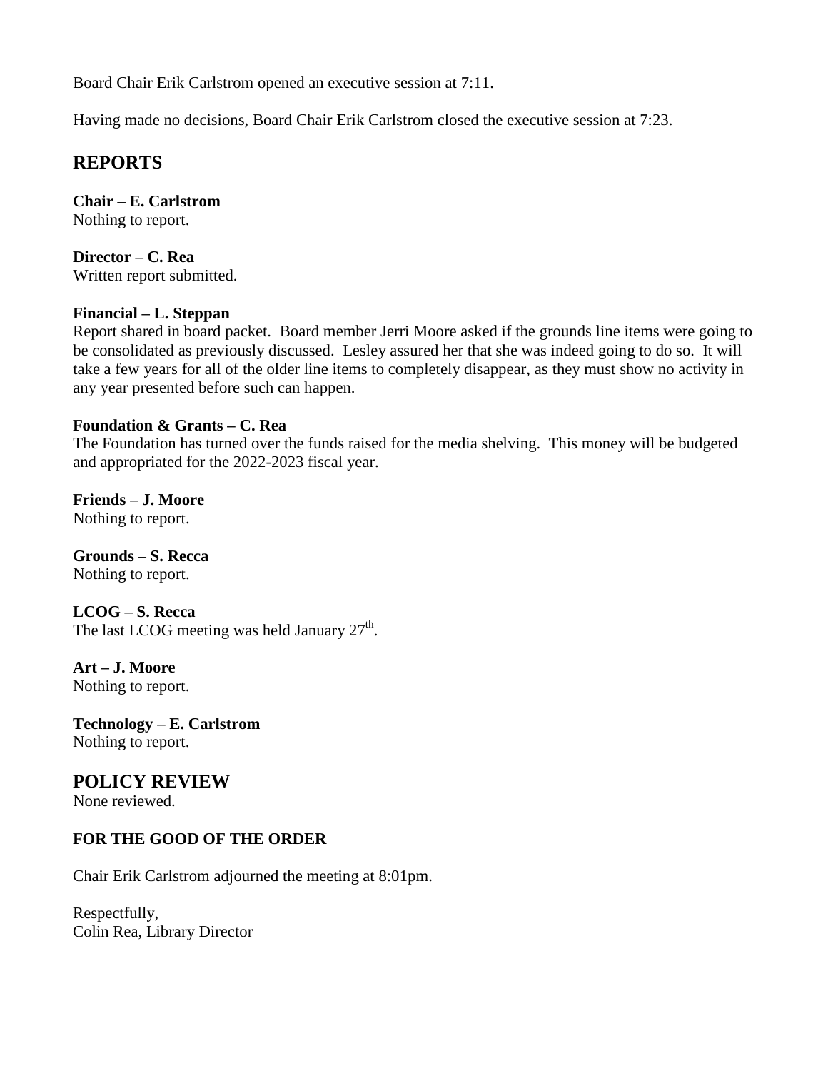Board Chair Erik Carlstrom opened an executive session at 7:11.

Having made no decisions, Board Chair Erik Carlstrom closed the executive session at 7:23.

## REPORTS

**Chair – E. Carlstrom**
Nothing to report.

**Director – C. Rea**
Written report submitted.

**Financial – L. Steppan**
Report shared in board packet. Board member Jerri Moore asked if the grounds line items were going to be consolidated as previously discussed. Lesley assured her that she was indeed going to do so. It will take a few years for all of the older line items to completely disappear, as they must show no activity in any year presented before such can happen.

**Foundation & Grants – C. Rea**
The Foundation has turned over the funds raised for the media shelving. This money will be budgeted and appropriated for the 2022-2023 fiscal year.

**Friends – J. Moore**
Nothing to report.

**Grounds – S. Recca**
Nothing to report.

**LCOG – S. Recca**
The last LCOG meeting was held January 27th.

**Art – J. Moore**
Nothing to report.

**Technology – E. Carlstrom**
Nothing to report.

## POLICY REVIEW

None reviewed.

**FOR THE GOOD OF THE ORDER**

Chair Erik Carlstrom adjourned the meeting at 8:01pm.

Respectfully,
Colin Rea, Library Director